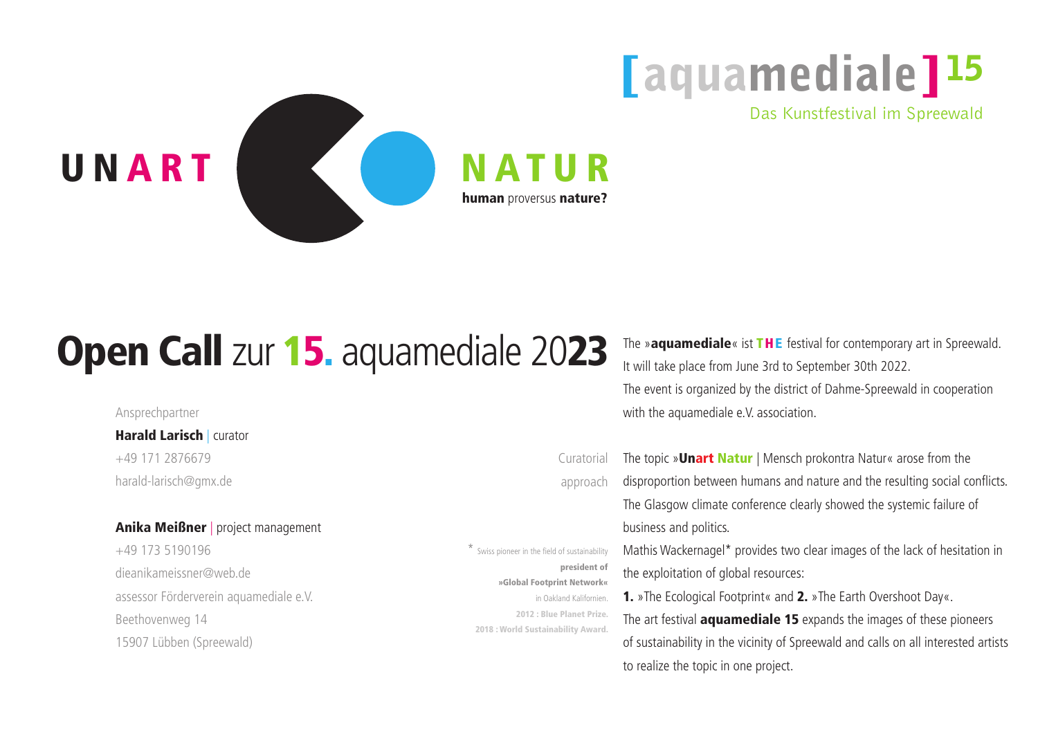# [aquamediale]15

Das Kunstfestival im Spreewald

UNART NATUR

**human** proversus **nature?**

# **Open Call** zur **15.** aquamediale 20**23**

The »**aquamediale**« ist **THE** festival for contemporary art in Spreewald. It will take place from June 3rd to September 30th 2022.
The event is organized by the district of Dahme-Spreewald in cooperation with the aquamediale e.V. association.

Ansprechpartner

**Harald Larisch** | curator
+49 171 2876679
harald-larisch@gmx.de

**Anika Meißner** | project management
+49 173 5190196
dieanikameissner@web.de
assessor Förderverein aquamediale e.V.
Beethovenweg 14
15907 Lübben (Spreewald)

## Curatorial approach

The topic »**Unart Natur** | Mensch prokontra Natur« arose from the disproportion between humans and nature and the resulting social conflicts. The Glasgow climate conference clearly showed the systemic failure of business and politics.
Mathis Wackernagel* provides two clear images of the lack of hesitation in the exploitation of global resources:
**1.** »The Ecological Footprint« and **2.** »The Earth Overshoot Day«.
The art festival **aquamediale 15** expands the images of these pioneers of sustainability in the vicinity of Spreewald and calls on all interested artists to realize the topic in one project.

\* Swiss pioneer in the field of sustainability
**president of**
**»Global Footprint Network«**
in Oakland Kalifornien.
**2012 : Blue Planet Prize.**
**2018 : World Sustainability Award.**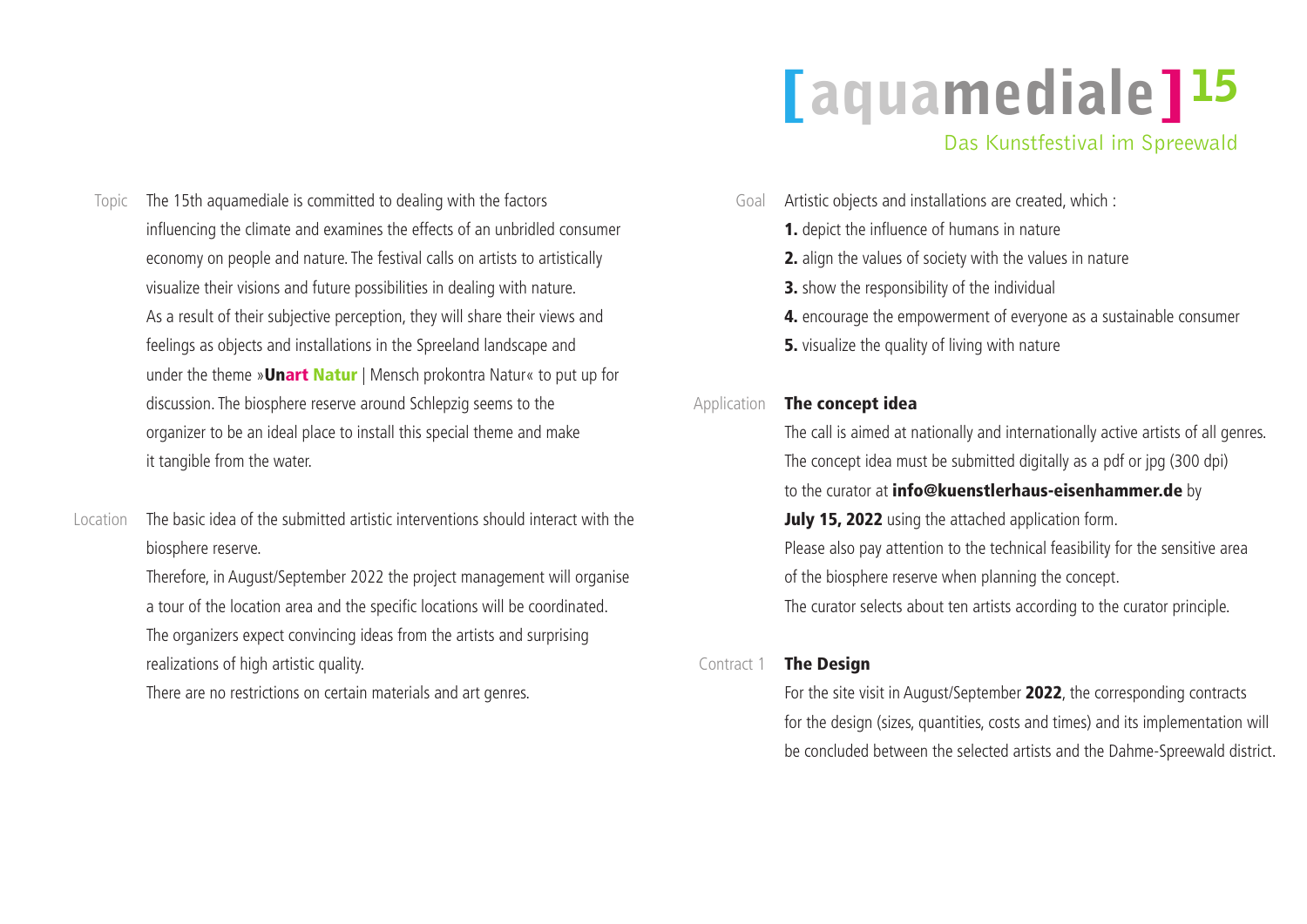# [aquamediale]15

Das Kunstfestival im Spreewald

Topic

The 15th aquamediale is committed to dealing with the factors influencing the climate and examines the effects of an unbridled consumer economy on people and nature. The festival calls on artists to artistically visualize their visions and future possibilities in dealing with nature. As a result of their subjective perception, they will share their views and feelings as objects and installations in the Spreeland landscape and under the theme »**Unart Natur** | Mensch prokontra Natur« to put up for discussion. The biosphere reserve around Schlepzig seems to the organizer to be an ideal place to install this special theme and make it tangible from the water.

Location

The basic idea of the submitted artistic interventions should interact with the biosphere reserve.

Therefore, in August/September 2022 the project management will organise a tour of the location area and the specific locations will be coordinated. The organizers expect convincing ideas from the artists and surprising realizations of high artistic quality.

There are no restrictions on certain materials and art genres.

Goal

Artistic objects and installations are created, which :

**1.** depict the influence of humans in nature
**2.** align the values of society with the values in nature
**3.** show the responsibility of the individual
**4.** encourage the empowerment of everyone as a sustainable consumer
**5.** visualize the quality of living with nature

Application

**The concept idea**

The call is aimed at nationally and internationally active artists of all genres. The concept idea must be submitted digitally as a pdf or jpg (300 dpi) to the curator at **info@kuenstlerhaus-eisenhammer.de** by **July 15, 2022** using the attached application form.

Please also pay attention to the technical feasibility for the sensitive area of the biosphere reserve when planning the concept.

The curator selects about ten artists according to the curator principle.

Contract 1

**The Design**

For the site visit in August/September **2022**, the corresponding contracts for the design (sizes, quantities, costs and times) and its implementation will be concluded between the selected artists and the Dahme-Spreewald district.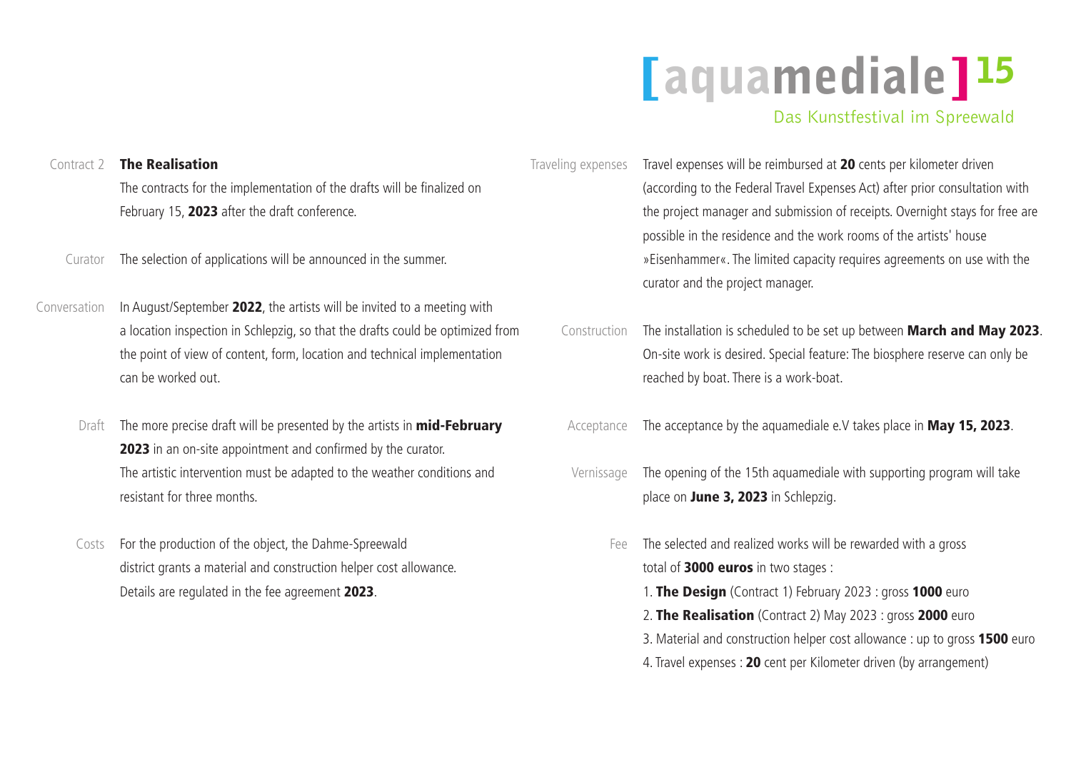# [aquamediale]15

Das Kunstfestival im Spreewald

**Contract 2** — **The Realisation**

The contracts for the implementation of the drafts will be finalized on February 15, **2023** after the draft conference.

**Curator** — The selection of applications will be announced in the summer.

**Conversation** — In August/September **2022**, the artists will be invited to a meeting with a location inspection in Schlepzig, so that the drafts could be optimized from the point of view of content, form, location and technical implementation can be worked out.

**Draft** — The more precise draft will be presented by the artists in **mid-February 2023** in an on-site appointment and confirmed by the curator. The artistic intervention must be adapted to the weather conditions and resistant for three months.

**Costs** — For the production of the object, the Dahme-Spreewald district grants a material and construction helper cost allowance. Details are regulated in the fee agreement **2023**.

**Traveling expenses** — Travel expenses will be reimbursed at **20** cents per kilometer driven (according to the Federal Travel Expenses Act) after prior consultation with the project manager and submission of receipts. Overnight stays for free are possible in the residence and the work rooms of the artists' house »Eisenhammer«. The limited capacity requires agreements on use with the curator and the project manager.

**Construction** — The installation is scheduled to be set up between **March and May 2023**. On-site work is desired. Special feature: The biosphere reserve can only be reached by boat. There is a work-boat.

**Acceptance** — The acceptance by the aquamediale e.V takes place in **May 15, 2023**.

**Vernissage** — The opening of the 15th aquamediale with supporting program will take place on **June 3, 2023** in Schlepzig.

**Fee** — The selected and realized works will be rewarded with a gross total of **3000 euros** in two stages :

1. **The Design** (Contract 1) February 2023 : gross **1000** euro
2. **The Realisation** (Contract 2) May 2023 : gross **2000** euro
3. Material and construction helper cost allowance : up to gross **1500** euro
4. Travel expenses : **20** cent per Kilometer driven (by arrangement)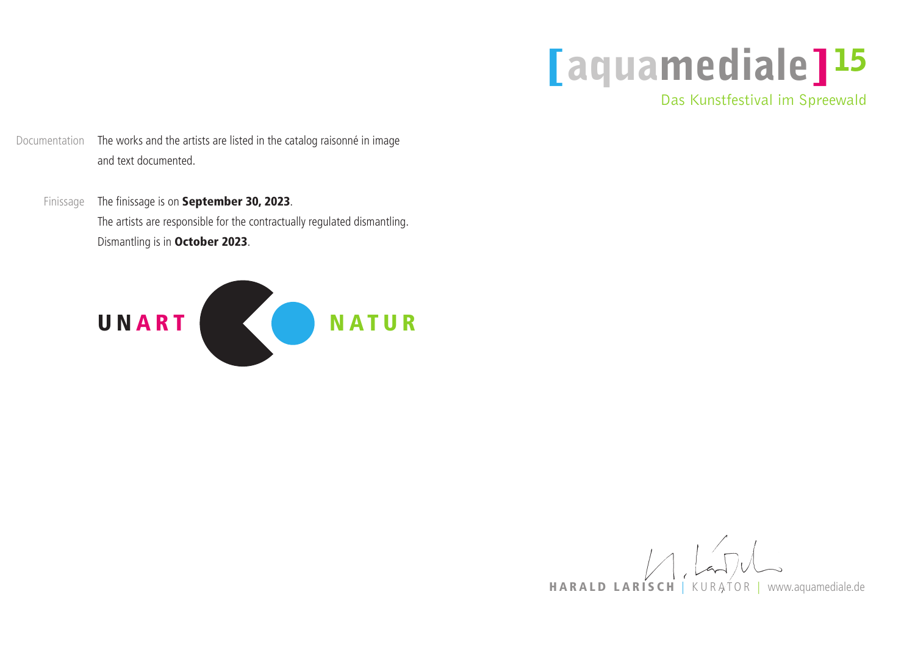[aquamediale]15

Das Kunstfestival im Spreewald

Documentation The works and the artists are listed in the catalog raisonné in image and text documented.

Finissage The finissage is on **September 30, 2023**.
The artists are responsible for the contractually regulated dismantling.
Dismantling is in **October 2023**.

**UNART** **NATUR**

**HARALD LARISCH** | KURATOR | www.aquamediale.de